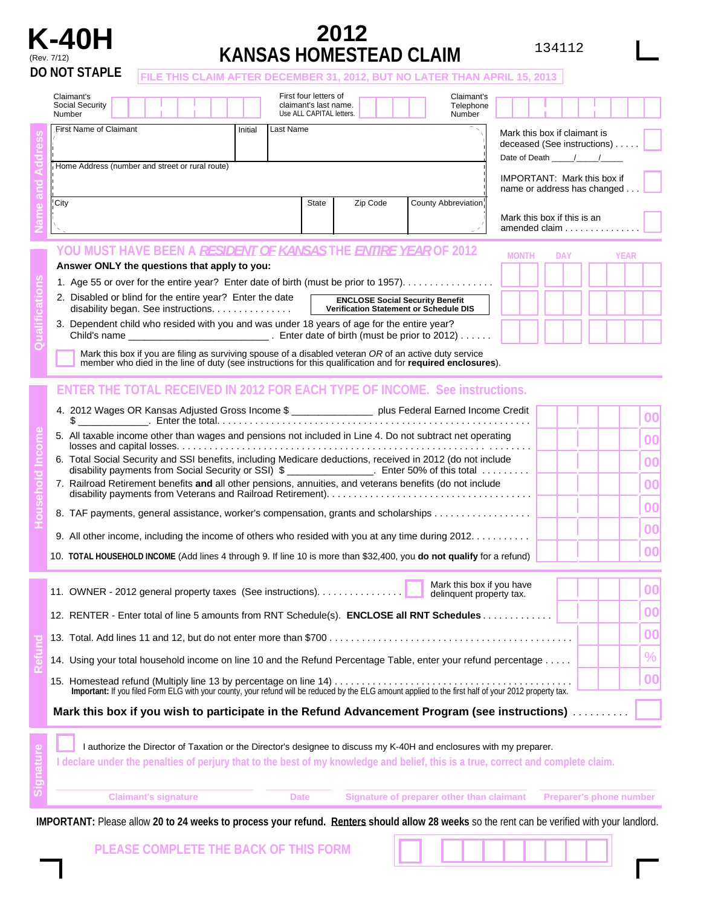# K-40H

(Rev. 7/12)

**DO NOT STAPLE**

# 2012 KANSAS HOMESTEAD CLAIM

134112

FILE THIS CLAIM AFTER DECEMBER 31, 2012, BUT NO LATER THAN APRIL 15, 2013

## Name and Address

Claimant's Social Security Number | First four letters of claimant's last name. Use ALL CAPITAL letters. | Claimant's Telephone Number

First Name of Claimant | Initial | Last Name

Home Address (number and street or rural route)

City | State | Zip Code | County Abbreviation

Mark this box if claimant is deceased (See instructions) . . . . . ☐

Date of Death ____/____/____

IMPORTANT: Mark this box if name or address has changed . . . ☐

Mark this box if this is an amended claim . . . . . . . . . . . . . . ☐

## Qualifications

YOU MUST HAVE BEEN A *RESIDENT OF KANSAS* THE *ENTIRE YEAR* OF 2012

**Answer ONLY the questions that apply to you:**

| | MONTH | DAY | YEAR |
|---|---|---|---|
| 1. Age 55 or over for the entire year? Enter date of birth (must be prior to 1957). . . . . . . . . . . . . . . . . | | | |
| 2. Disabled or blind for the entire year? Enter the date disability began. See instructions. . . . . . . . . . . . . . . **ENCLOSE Social Security Benefit Verification Statement or Schedule DIS** | | | |
| 3. Dependent child who resided with you and was under 18 years of age for the entire year? Child's name ________________________ . Enter date of birth (must be prior to 2012) . . . . . . | | | |

☐ Mark this box if you are filing as surviving spouse of a disabled veteran *OR* of an active duty service member who died in the line of duty (see instructions for this qualification and for **required enclosures**).

## Household Income

ENTER THE TOTAL RECEIVED IN 2012 FOR EACH TYPE OF INCOME. See instructions.

| Line | Amount |
|---|---|
| 4. 2012 Wages OR Kansas Adjusted Gross Income $ _____________ plus Federal Earned Income Credit $ ____________. Enter the total. . . . . . . . . . . . . . . . . . . . . . . . . . . . . . . . . . . . . . . . . . . . . | 00 |
| 5. All taxable income other than wages and pensions not included in Line 4. Do not subtract net operating losses and capital losses. . . . . . . . . . . . . . . . . . . . . . . . . . . . . . . . . . . . . . . . . . . . . . . . . | 00 |
| 6. Total Social Security and SSI benefits, including Medicare deductions, received in 2012 (do not include disability payments from Social Security or SSI) $ _______________. Enter 50% of this total . . . . . . . . . | 00 |
| 7. Railroad Retirement benefits **and** all other pensions, annuities, and veterans benefits (do not include disability payments from Veterans and Railroad Retirement). . . . . . . . . . . . . . . . . . . . . . . . . . . . . . . . . . . . | 00 |
| 8. TAF payments, general assistance, worker's compensation, grants and scholarships . . . . . . . . . . . . . . . . . . | 00 |
| 9. All other income, including the income of others who resided with you at any time during 2012. . . . . . . . . . . | 00 |
| 10. **TOTAL HOUSEHOLD INCOME** (Add lines 4 through 9. If line 10 is more than $32,400, you **do not qualify** for a refund) | 00 |

## Refund

| Line | Amount |
|---|---|
| 11. OWNER - 2012 general property taxes (See instructions). . . . . . . . . . . . . . . . ☐ Mark this box if you have delinquent property tax. | 00 |
| 12. RENTER - Enter total of line 5 amounts from RNT Schedule(s). **ENCLOSE all RNT Schedules** . . . . . . . . . . . . . | 00 |
| 13. Total. Add lines 11 and 12, but do not enter more than $700 . . . . . . . . . . . . . . . . . . . . . . . . . . . . . . . . . . . . . . . . . . . . | 00 |
| 14. Using your total household income on line 10 and the Refund Percentage Table, enter your refund percentage . . . . . | % |
| 15. Homestead refund (Multiply line 13 by percentage on line 14) . . . . . . . . . . . . . . . . . . . . . . . . . . . . . . . . . . . . . . . . . . . **Important:** If you filed Form ELG with your county, your refund will be reduced by the ELG amount applied to the first half of your 2012 property tax. | 00 |

**Mark this box if you wish to participate in the Refund Advancement Program (see instructions)** . . . . . . . . . . ☐

## Signature

☐ I authorize the Director of Taxation or the Director's designee to discuss my K-40H and enclosures with my preparer.

I declare under the penalties of perjury that to the best of my knowledge and belief, this is a true, correct and complete claim.

Claimant's signature | Date | Signature of preparer other than claimant | Preparer's phone number

**IMPORTANT:** Please allow **20 to 24 weeks to process your refund.** **Renters should allow 28 weeks** so the rent can be verified with your landlord.

PLEASE COMPLETE THE BACK OF THIS FORM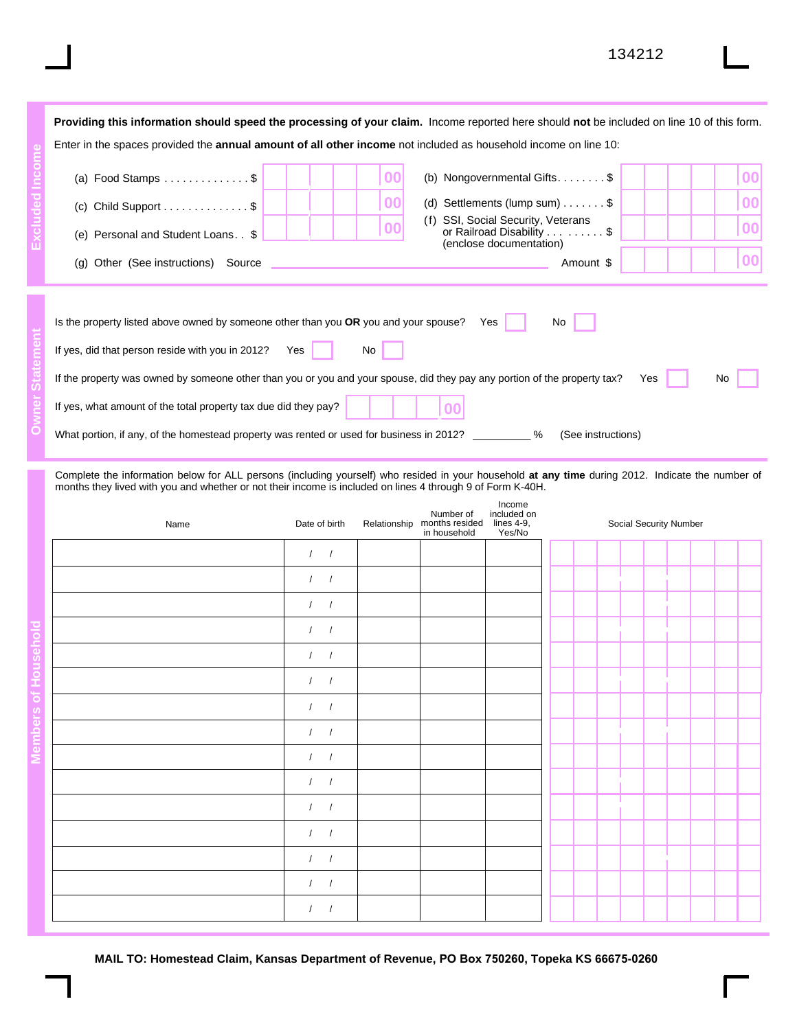134212

## Excluded Income

**Providing this information should speed the processing of your claim.** Income reported here should **not** be included on line 10 of this form.

Enter in the spaces provided the **annual amount of all other income** not included as household income on line 10:

(a) Food Stamps . . . . . . . . . . . . . . $ 00

(b) Nongovernmental Gifts. . . . . . . . $ 00

(c) Child Support . . . . . . . . . . . . . . $ 00

(d) Settlements (lump sum) . . . . . . . $ 00

(e) Personal and Student Loans. . $ 00

(f) SSI, Social Security, Veterans or Railroad Disability . . . . . . . . . $ 00 (enclose documentation)

(g) Other (See instructions) Source ________________________ Amount $ 00

## Owner Statement

Is the property listed above owned by someone other than you **OR** you and your spouse? Yes ☐ No ☐

If yes, did that person reside with you in 2012? Yes ☐ No ☐

If the property was owned by someone other than you or you and your spouse, did they pay any portion of the property tax? Yes ☐ No ☐

If yes, what amount of the total property tax due did they pay? 00

What portion, if any, of the homestead property was rented or used for business in 2012? ________ % (See instructions)

## Members of Household

Complete the information below for ALL persons (including yourself) who resided in your household **at any time** during 2012. Indicate the number of months they lived with you and whether or not their income is included on lines 4 through 9 of Form K-40H.

| Name | Date of birth | Relationship | Number of months resided in household | Income included on lines 4-9, Yes/No | Social Security Number |
|---|---|---|---|---|---|
| | / / | | | | |
| | / / | | | | |
| | / / | | | | |
| | / / | | | | |
| | / / | | | | |
| | / / | | | | |
| | / / | | | | |
| | / / | | | | |
| | / / | | | | |
| | / / | | | | |
| | / / | | | | |
| | / / | | | | |
| | / / | | | | |
| | / / | | | | |
| | / / | | | | |

**MAIL TO: Homestead Claim, Kansas Department of Revenue, PO Box 750260, Topeka KS 66675-0260**